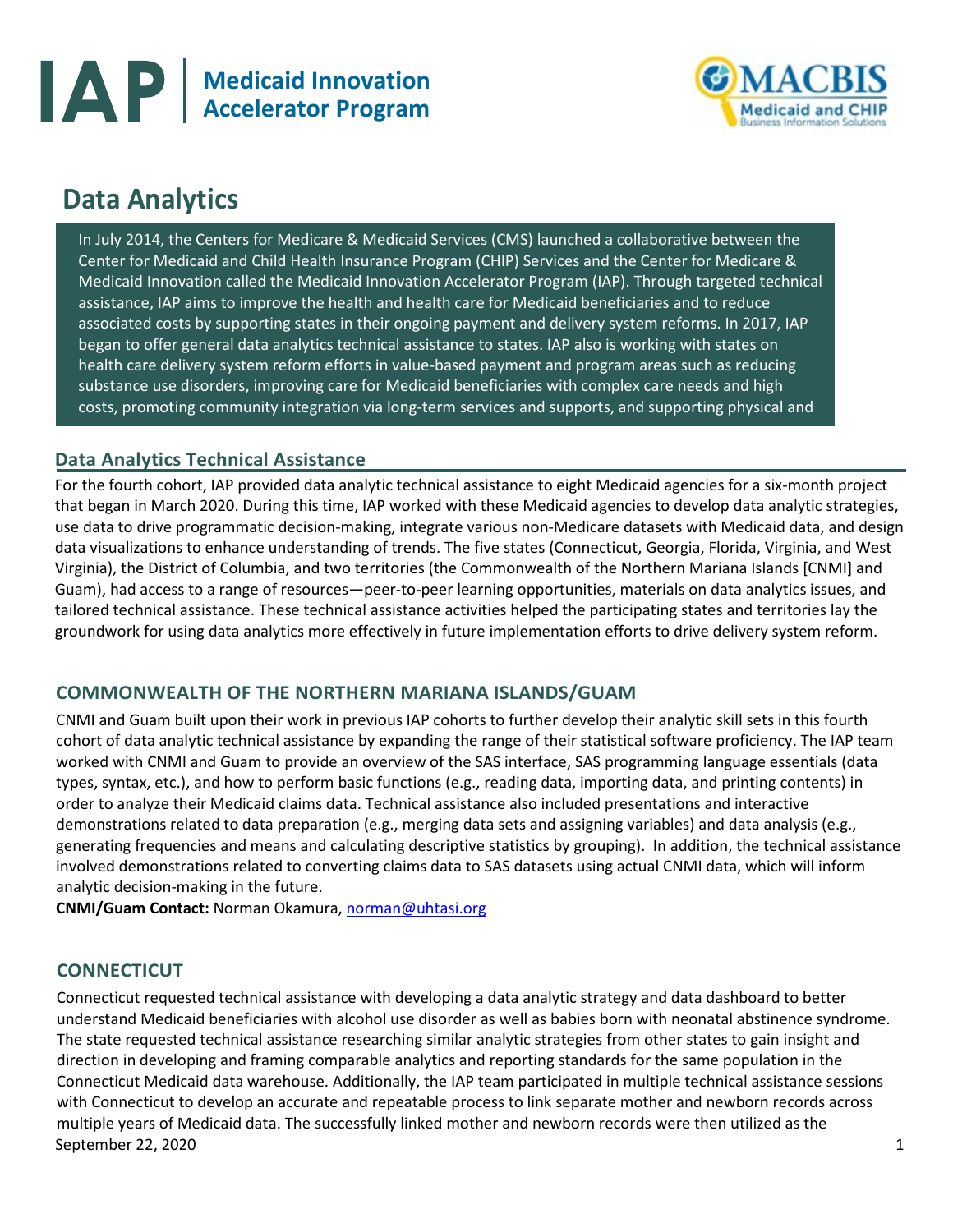# IAP | Medicaid Innovation Accelerator Program

MACBIS Medicaid and CHIP Business Information Solutions

# Data Analytics

In July 2014, the Centers for Medicare & Medicaid Services (CMS) launched a collaborative between the Center for Medicaid and Child Health Insurance Program (CHIP) Services and the Center for Medicare & Medicaid Innovation called the Medicaid Innovation Accelerator Program (IAP). Through targeted technical assistance, IAP aims to improve the health and health care for Medicaid beneficiaries and to reduce associated costs by supporting states in their ongoing payment and delivery system reforms. In 2017, IAP began to offer general data analytics technical assistance to states. IAP also is working with states on health care delivery system reform efforts in value-based payment and program areas such as reducing substance use disorders, improving care for Medicaid beneficiaries with complex care needs and high costs, promoting community integration via long-term services and supports, and supporting physical and

## Data Analytics Technical Assistance

For the fourth cohort, IAP provided data analytic technical assistance to eight Medicaid agencies for a six-month project that began in March 2020. During this time, IAP worked with these Medicaid agencies to develop data analytic strategies, use data to drive programmatic decision-making, integrate various non-Medicare datasets with Medicaid data, and design data visualizations to enhance understanding of trends. The five states (Connecticut, Georgia, Florida, Virginia, and West Virginia), the District of Columbia, and two territories (the Commonwealth of the Northern Mariana Islands [CNMI] and Guam), had access to a range of resources—peer-to-peer learning opportunities, materials on data analytics issues, and tailored technical assistance. These technical assistance activities helped the participating states and territories lay the groundwork for using data analytics more effectively in future implementation efforts to drive delivery system reform.

### COMMONWEALTH OF THE NORTHERN MARIANA ISLANDS/GUAM

CNMI and Guam built upon their work in previous IAP cohorts to further develop their analytic skill sets in this fourth cohort of data analytic technical assistance by expanding the range of their statistical software proficiency. The IAP team worked with CNMI and Guam to provide an overview of the SAS interface, SAS programming language essentials (data types, syntax, etc.), and how to perform basic functions (e.g., reading data, importing data, and printing contents) in order to analyze their Medicaid claims data. Technical assistance also included presentations and interactive demonstrations related to data preparation (e.g., merging data sets and assigning variables) and data analysis (e.g., generating frequencies and means and calculating descriptive statistics by grouping). In addition, the technical assistance involved demonstrations related to converting claims data to SAS datasets using actual CNMI data, which will inform analytic decision-making in the future.

**CNMI/Guam Contact:** Norman Okamura, norman@uhtasi.org

### CONNECTICUT

Connecticut requested technical assistance with developing a data analytic strategy and data dashboard to better understand Medicaid beneficiaries with alcohol use disorder as well as babies born with neonatal abstinence syndrome. The state requested technical assistance researching similar analytic strategies from other states to gain insight and direction in developing and framing comparable analytics and reporting standards for the same population in the Connecticut Medicaid data warehouse. Additionally, the IAP team participated in multiple technical assistance sessions with Connecticut to develop an accurate and repeatable process to link separate mother and newborn records across multiple years of Medicaid data. The successfully linked mother and newborn records were then utilized as the

September 22, 2020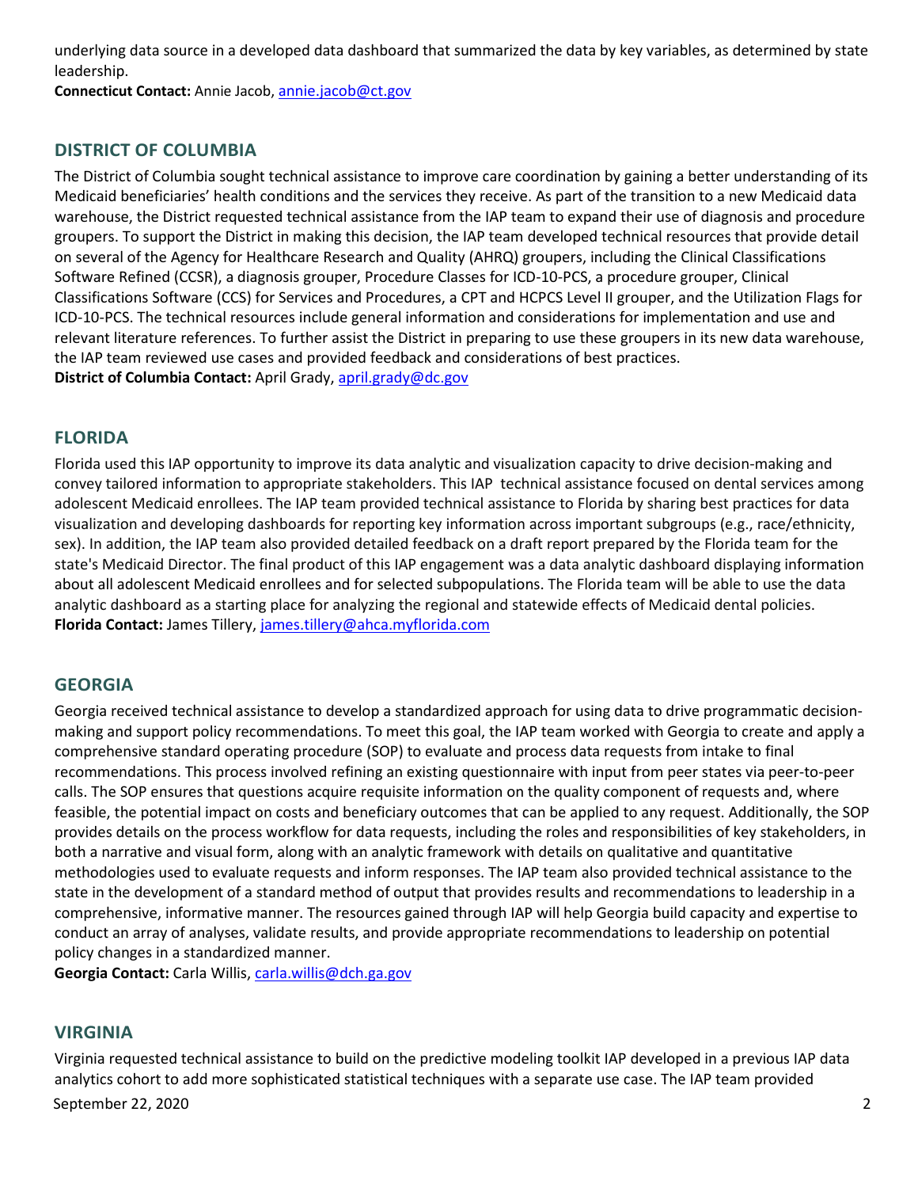underlying data source in a developed data dashboard that summarized the data by key variables, as determined by state leadership.
**Connecticut Contact:** Annie Jacob, annie.jacob@ct.gov

## DISTRICT OF COLUMBIA

The District of Columbia sought technical assistance to improve care coordination by gaining a better understanding of its Medicaid beneficiaries' health conditions and the services they receive. As part of the transition to a new Medicaid data warehouse, the District requested technical assistance from the IAP team to expand their use of diagnosis and procedure groupers. To support the District in making this decision, the IAP team developed technical resources that provide detail on several of the Agency for Healthcare Research and Quality (AHRQ) groupers, including the Clinical Classifications Software Refined (CCSR), a diagnosis grouper, Procedure Classes for ICD-10-PCS, a procedure grouper, Clinical Classifications Software (CCS) for Services and Procedures, a CPT and HCPCS Level II grouper, and the Utilization Flags for ICD-10-PCS. The technical resources include general information and considerations for implementation and use and relevant literature references. To further assist the District in preparing to use these groupers in its new data warehouse, the IAP team reviewed use cases and provided feedback and considerations of best practices.
**District of Columbia Contact:** April Grady, april.grady@dc.gov

## FLORIDA

Florida used this IAP opportunity to improve its data analytic and visualization capacity to drive decision-making and convey tailored information to appropriate stakeholders. This IAP technical assistance focused on dental services among adolescent Medicaid enrollees. The IAP team provided technical assistance to Florida by sharing best practices for data visualization and developing dashboards for reporting key information across important subgroups (e.g., race/ethnicity, sex). In addition, the IAP team also provided detailed feedback on a draft report prepared by the Florida team for the state's Medicaid Director. The final product of this IAP engagement was a data analytic dashboard displaying information about all adolescent Medicaid enrollees and for selected subpopulations. The Florida team will be able to use the data analytic dashboard as a starting place for analyzing the regional and statewide effects of Medicaid dental policies.
**Florida Contact:** James Tillery, james.tillery@ahca.myflorida.com

## GEORGIA

Georgia received technical assistance to develop a standardized approach for using data to drive programmatic decision-making and support policy recommendations. To meet this goal, the IAP team worked with Georgia to create and apply a comprehensive standard operating procedure (SOP) to evaluate and process data requests from intake to final recommendations. This process involved refining an existing questionnaire with input from peer states via peer-to-peer calls. The SOP ensures that questions acquire requisite information on the quality component of requests and, where feasible, the potential impact on costs and beneficiary outcomes that can be applied to any request. Additionally, the SOP provides details on the process workflow for data requests, including the roles and responsibilities of key stakeholders, in both a narrative and visual form, along with an analytic framework with details on qualitative and quantitative methodologies used to evaluate requests and inform responses. The IAP team also provided technical assistance to the state in the development of a standard method of output that provides results and recommendations to leadership in a comprehensive, informative manner. The resources gained through IAP will help Georgia build capacity and expertise to conduct an array of analyses, validate results, and provide appropriate recommendations to leadership on potential policy changes in a standardized manner.
**Georgia Contact:** Carla Willis, carla.willis@dch.ga.gov

## VIRGINIA

Virginia requested technical assistance to build on the predictive modeling toolkit IAP developed in a previous IAP data analytics cohort to add more sophisticated statistical techniques with a separate use case. The IAP team provided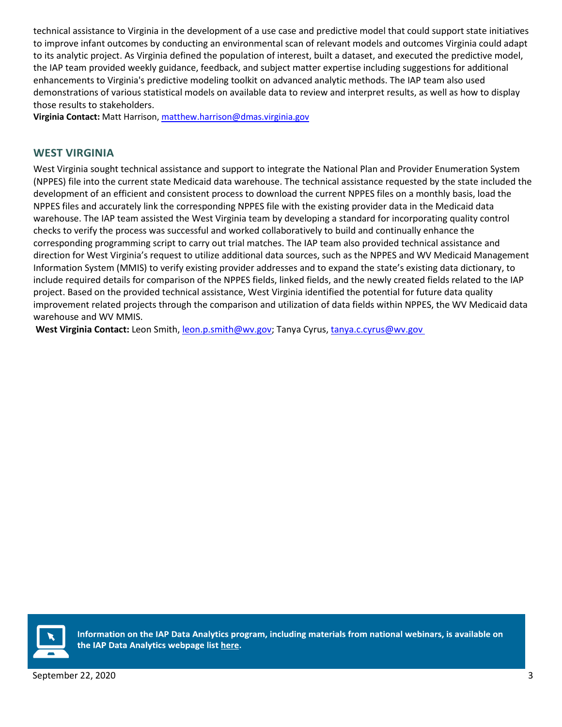technical assistance to Virginia in the development of a use case and predictive model that could support state initiatives to improve infant outcomes by conducting an environmental scan of relevant models and outcomes Virginia could adapt to its analytic project. As Virginia defined the population of interest, built a dataset, and executed the predictive model, the IAP team provided weekly guidance, feedback, and subject matter expertise including suggestions for additional enhancements to Virginia's predictive modeling toolkit on advanced analytic methods. The IAP team also used demonstrations of various statistical models on available data to review and interpret results, as well as how to display those results to stakeholders.

**Virginia Contact:** Matt Harrison, matthew.harrison@dmas.virginia.gov

## WEST VIRGINIA

West Virginia sought technical assistance and support to integrate the National Plan and Provider Enumeration System (NPPES) file into the current state Medicaid data warehouse. The technical assistance requested by the state included the development of an efficient and consistent process to download the current NPPES files on a monthly basis, load the NPPES files and accurately link the corresponding NPPES file with the existing provider data in the Medicaid data warehouse. The IAP team assisted the West Virginia team by developing a standard for incorporating quality control checks to verify the process was successful and worked collaboratively to build and continually enhance the corresponding programming script to carry out trial matches. The IAP team also provided technical assistance and direction for West Virginia's request to utilize additional data sources, such as the NPPES and WV Medicaid Management Information System (MMIS) to verify existing provider addresses and to expand the state's existing data dictionary, to include required details for comparison of the NPPES fields, linked fields, and the newly created fields related to the IAP project. Based on the provided technical assistance, West Virginia identified the potential for future data quality improvement related projects through the comparison and utilization of data fields within NPPES, the WV Medicaid data warehouse and WV MMIS.

**West Virginia Contact:** Leon Smith, leon.p.smith@wv.gov; Tanya Cyrus, tanya.c.cyrus@wv.gov

**Information on the IAP Data Analytics program, including materials from national webinars, is available on the IAP Data Analytics webpage list here.**

September 22, 2020